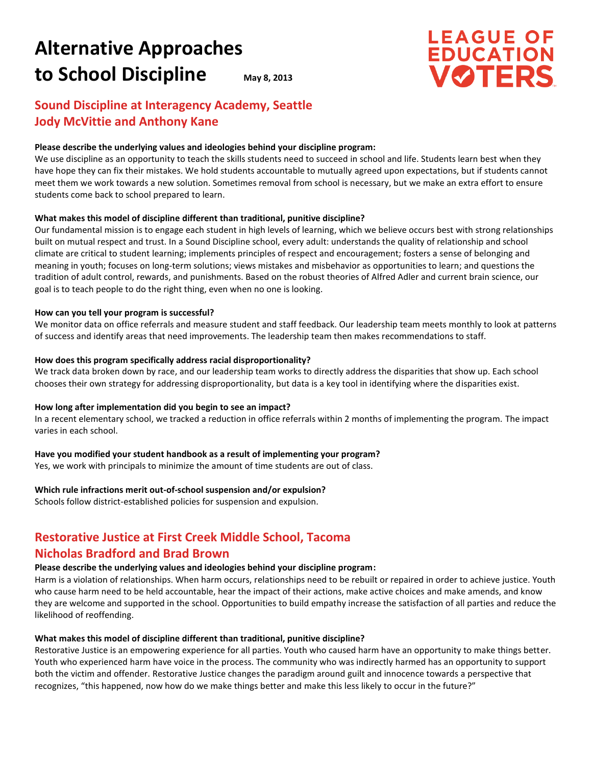# Alternative Approaches to School Discipline

**May 8, 2013**

LEAGUE OF EDUCATION VOTERS

## Sound Discipline at Interagency Academy, Seattle
## Jody McVittie and Anthony Kane

**Please describe the underlying values and ideologies behind your discipline program:**
We use discipline as an opportunity to teach the skills students need to succeed in school and life. Students learn best when they have hope they can fix their mistakes. We hold students accountable to mutually agreed upon expectations, but if students cannot meet them we work towards a new solution. Sometimes removal from school is necessary, but we make an extra effort to ensure students come back to school prepared to learn.

**What makes this model of discipline different than traditional, punitive discipline?**
Our fundamental mission is to engage each student in high levels of learning, which we believe occurs best with strong relationships built on mutual respect and trust. In a Sound Discipline school, every adult: understands the quality of relationship and school climate are critical to student learning; implements principles of respect and encouragement; fosters a sense of belonging and meaning in youth; focuses on long-term solutions; views mistakes and misbehavior as opportunities to learn; and questions the tradition of adult control, rewards, and punishments. Based on the robust theories of Alfred Adler and current brain science, our goal is to teach people to do the right thing, even when no one is looking.

**How can you tell your program is successful?**
We monitor data on office referrals and measure student and staff feedback. Our leadership team meets monthly to look at patterns of success and identify areas that need improvements. The leadership team then makes recommendations to staff.

**How does this program specifically address racial disproportionality?**
We track data broken down by race, and our leadership team works to directly address the disparities that show up. Each school chooses their own strategy for addressing disproportionality, but data is a key tool in identifying where the disparities exist.

**How long after implementation did you begin to see an impact?**
In a recent elementary school, we tracked a reduction in office referrals within 2 months of implementing the program. The impact varies in each school.

**Have you modified your student handbook as a result of implementing your program?**
Yes, we work with principals to minimize the amount of time students are out of class.

**Which rule infractions merit out-of-school suspension and/or expulsion?**
Schools follow district-established policies for suspension and expulsion.

## Restorative Justice at First Creek Middle School, Tacoma
## Nicholas Bradford and Brad Brown

**Please describe the underlying values and ideologies behind your discipline program:**
Harm is a violation of relationships. When harm occurs, relationships need to be rebuilt or repaired in order to achieve justice. Youth who cause harm need to be held accountable, hear the impact of their actions, make active choices and make amends, and know they are welcome and supported in the school. Opportunities to build empathy increase the satisfaction of all parties and reduce the likelihood of reoffending.

**What makes this model of discipline different than traditional, punitive discipline?**
Restorative Justice is an empowering experience for all parties. Youth who caused harm have an opportunity to make things better. Youth who experienced harm have voice in the process. The community who was indirectly harmed has an opportunity to support both the victim and offender. Restorative Justice changes the paradigm around guilt and innocence towards a perspective that recognizes, "this happened, now how do we make things better and make this less likely to occur in the future?"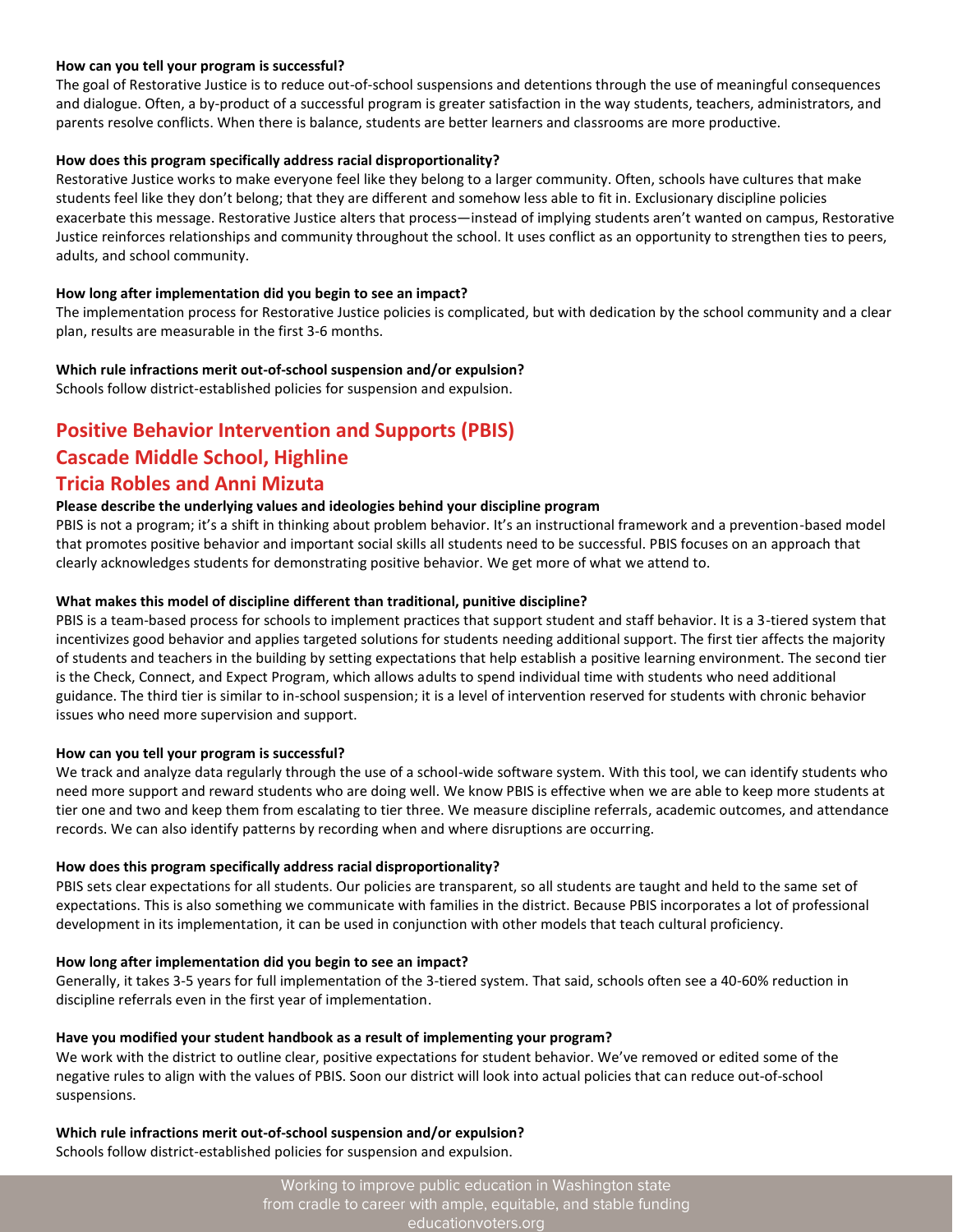**How can you tell your program is successful?**

The goal of Restorative Justice is to reduce out-of-school suspensions and detentions through the use of meaningful consequences and dialogue. Often, a by-product of a successful program is greater satisfaction in the way students, teachers, administrators, and parents resolve conflicts. When there is balance, students are better learners and classrooms are more productive.

**How does this program specifically address racial disproportionality?**

Restorative Justice works to make everyone feel like they belong to a larger community. Often, schools have cultures that make students feel like they don't belong; that they are different and somehow less able to fit in. Exclusionary discipline policies exacerbate this message. Restorative Justice alters that process—instead of implying students aren't wanted on campus, Restorative Justice reinforces relationships and community throughout the school. It uses conflict as an opportunity to strengthen ties to peers, adults, and school community.

**How long after implementation did you begin to see an impact?**

The implementation process for Restorative Justice policies is complicated, but with dedication by the school community and a clear plan, results are measurable in the first 3-6 months.

**Which rule infractions merit out-of-school suspension and/or expulsion?**

Schools follow district-established policies for suspension and expulsion.

## Positive Behavior Intervention and Supports (PBIS)
## Cascade Middle School, Highline
## Tricia Robles and Anni Mizuta

**Please describe the underlying values and ideologies behind your discipline program**

PBIS is not a program; it's a shift in thinking about problem behavior. It's an instructional framework and a prevention-based model that promotes positive behavior and important social skills all students need to be successful. PBIS focuses on an approach that clearly acknowledges students for demonstrating positive behavior. We get more of what we attend to.

**What makes this model of discipline different than traditional, punitive discipline?**

PBIS is a team-based process for schools to implement practices that support student and staff behavior. It is a 3-tiered system that incentivizes good behavior and applies targeted solutions for students needing additional support. The first tier affects the majority of students and teachers in the building by setting expectations that help establish a positive learning environment. The second tier is the Check, Connect, and Expect Program, which allows adults to spend individual time with students who need additional guidance. The third tier is similar to in-school suspension; it is a level of intervention reserved for students with chronic behavior issues who need more supervision and support.

**How can you tell your program is successful?**

We track and analyze data regularly through the use of a school-wide software system. With this tool, we can identify students who need more support and reward students who are doing well. We know PBIS is effective when we are able to keep more students at tier one and two and keep them from escalating to tier three. We measure discipline referrals, academic outcomes, and attendance records. We can also identify patterns by recording when and where disruptions are occurring.

**How does this program specifically address racial disproportionality?**

PBIS sets clear expectations for all students. Our policies are transparent, so all students are taught and held to the same set of expectations. This is also something we communicate with families in the district. Because PBIS incorporates a lot of professional development in its implementation, it can be used in conjunction with other models that teach cultural proficiency.

**How long after implementation did you begin to see an impact?**

Generally, it takes 3-5 years for full implementation of the 3-tiered system. That said, schools often see a 40-60% reduction in discipline referrals even in the first year of implementation.

**Have you modified your student handbook as a result of implementing your program?**

We work with the district to outline clear, positive expectations for student behavior. We've removed or edited some of the negative rules to align with the values of PBIS. Soon our district will look into actual policies that can reduce out-of-school suspensions.

**Which rule infractions merit out-of-school suspension and/or expulsion?**

Schools follow district-established policies for suspension and expulsion.